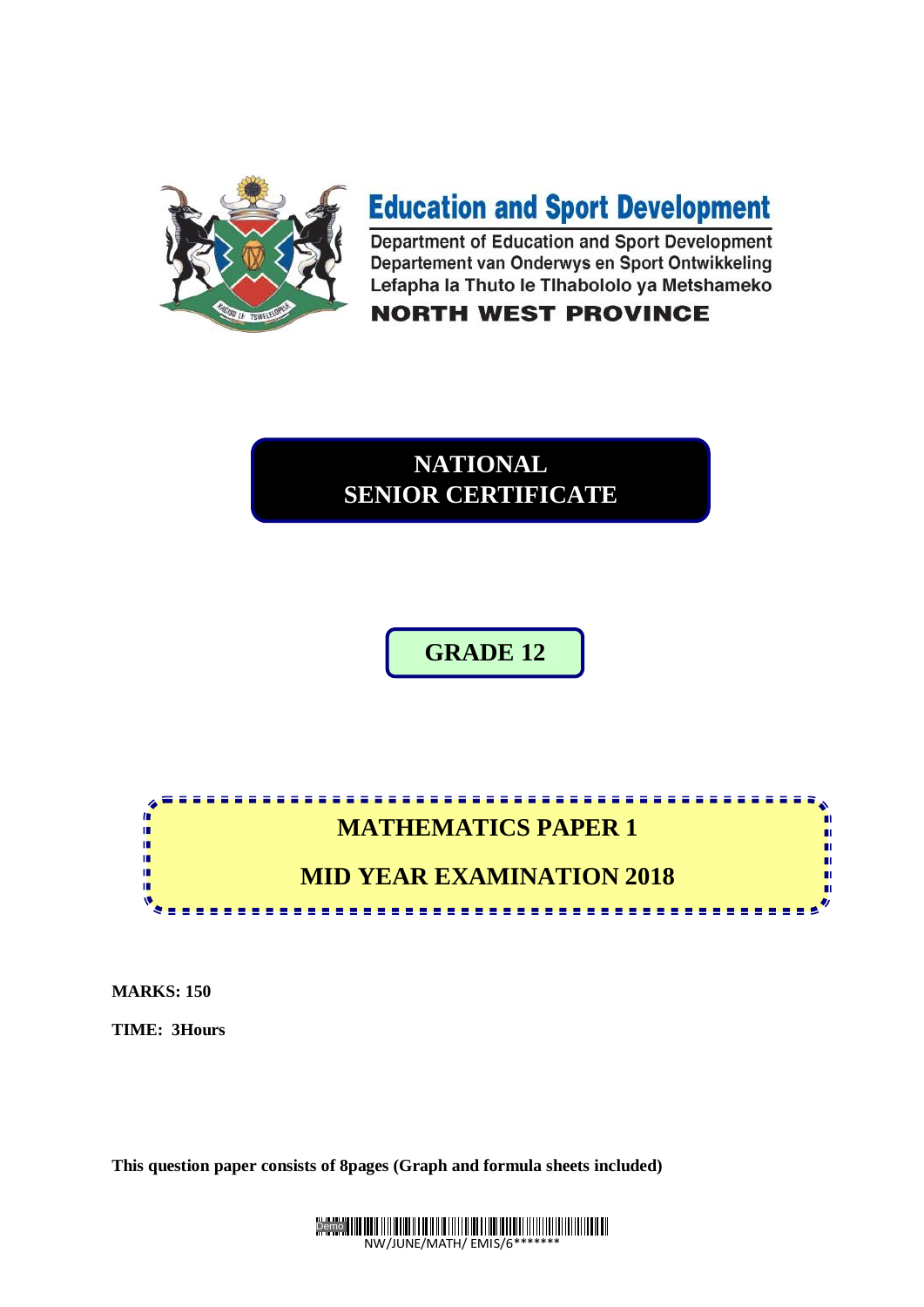**Education and Sport Development**

Department of Education and Sport Development
Departement van Onderwys en Sport Ontwikkeling
Lefapha la Thuto le Tlhabololo ya Metshameko

**NORTH WEST PROVINCE**

# NATIONAL SENIOR CERTIFICATE

# GRADE 12

## MATHEMATICS PAPER 1

## MID YEAR EXAMINATION 2018

**MARKS: 150**

**TIME: 3Hours**

**This question paper consists of 8pages (Graph and formula sheets included)**

NW/JUNE/MATH/ EMIS/6*******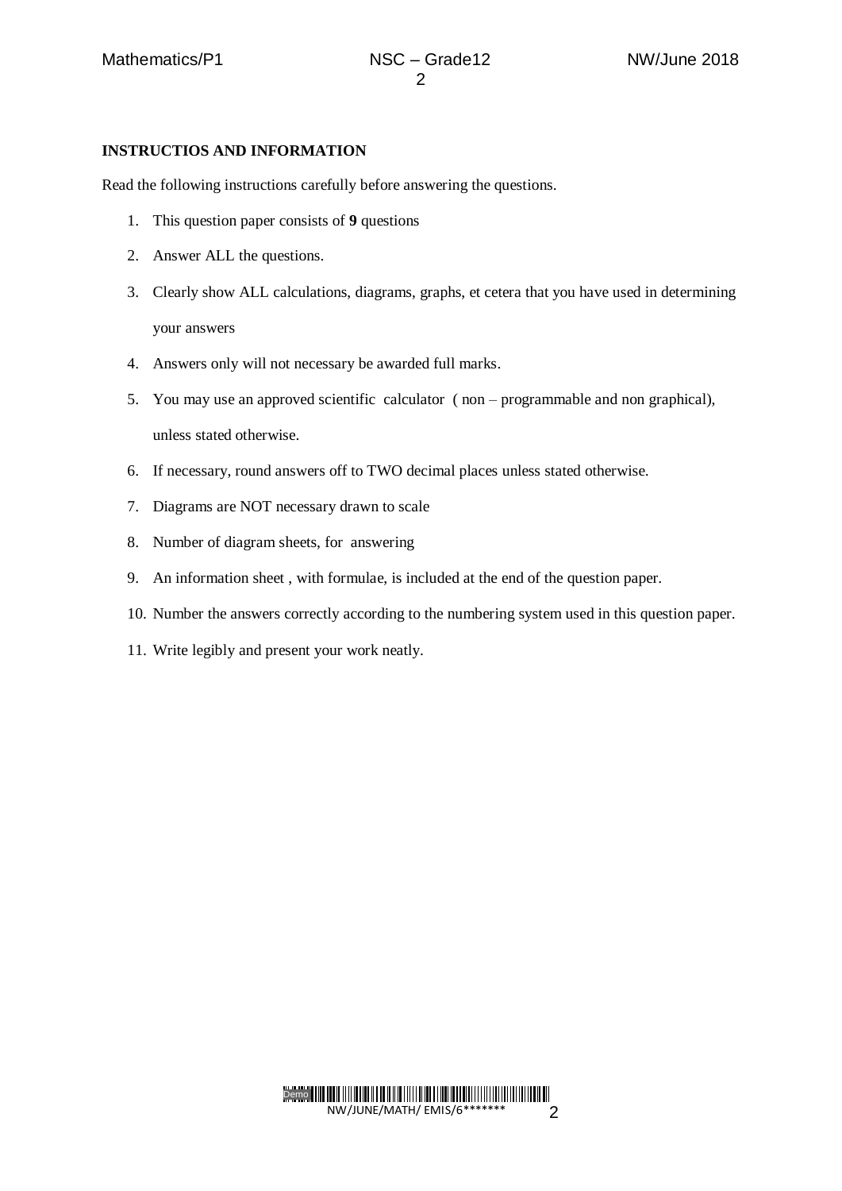**INSTRUCTIOS AND INFORMATION**

Read the following instructions carefully before answering the questions.

1. This question paper consists of **9** questions
2. Answer ALL the questions.
3. Clearly show ALL calculations, diagrams, graphs, et cetera that you have used in determining your answers
4. Answers only will not necessary be awarded full marks.
5. You may use an approved scientific calculator ( non – programmable and non graphical), unless stated otherwise.
6. If necessary, round answers off to TWO decimal places unless stated otherwise.
7. Diagrams are NOT necessary drawn to scale
8. Number of diagram sheets, for answering
9. An information sheet , with formulae, is included at the end of the question paper.
10. Number the answers correctly according to the numbering system used in this question paper.
11. Write legibly and present your work neatly.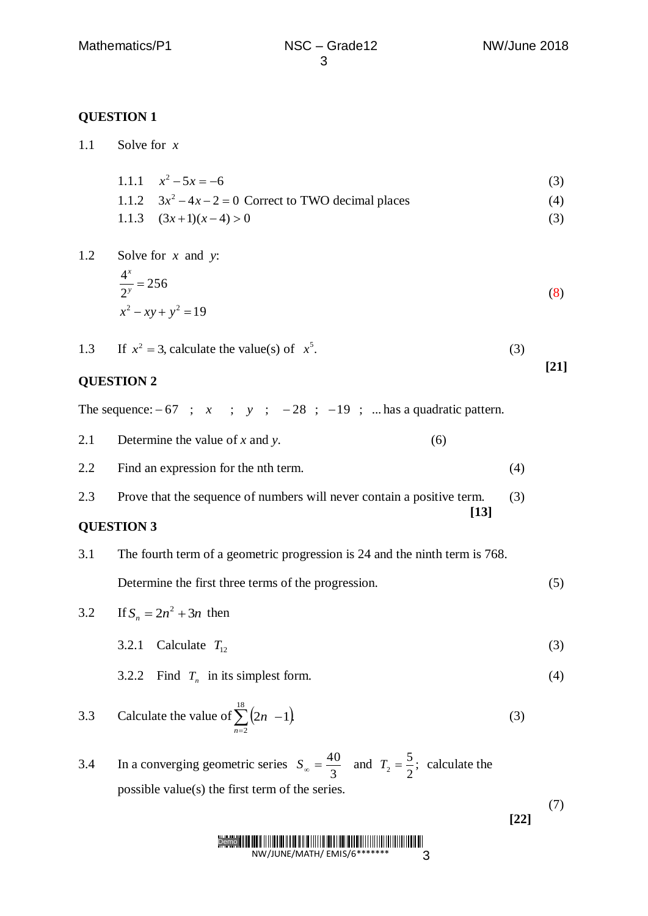**QUESTION 1**

1.1 Solve for $x$

1.1.1 $x^2 - 5x = -6$ (3)

1.1.2 $3x^2 - 4x - 2 = 0$ Correct to TWO decimal places (4)

1.1.3 $(3x+1)(x-4) > 0$ (3)

1.2 Solve for $x$ and $y$:

$$\frac{4^x}{2^y} = 256$$

$$x^2 - xy + y^2 = 19$$

(8)

1.3 If $x^2 = 3$, calculate the value(s) of $x^5$. (3)

**[21]**

**QUESTION 2**

The sequence: $-67$ ; $x$ ; $y$ ; $-28$ ; $-19$ ; ... has a quadratic pattern.

2.1 Determine the value of $x$ and $y$. (6)

2.2 Find an expression for the nth term. (4)

2.3 Prove that the sequence of numbers will never contain a positive term. (3)

**[13]**

**QUESTION 3**

3.1 The fourth term of a geometric progression is 24 and the ninth term is 768.

Determine the first three terms of the progression. (5)

3.2 If $S_n = 2n^2 + 3n$ then

3.2.1 Calculate $T_{12}$ (3)

3.2.2 Find $T_n$ in its simplest form. (4)

3.3 Calculate the value of $\sum_{n=2}^{18} (2n - 1)$. (3)

3.4 In a converging geometric series $S_\infty = \frac{40}{3}$ and $T_2 = \frac{5}{2}$; calculate the possible value(s) the first term of the series.

(7)

**[22]**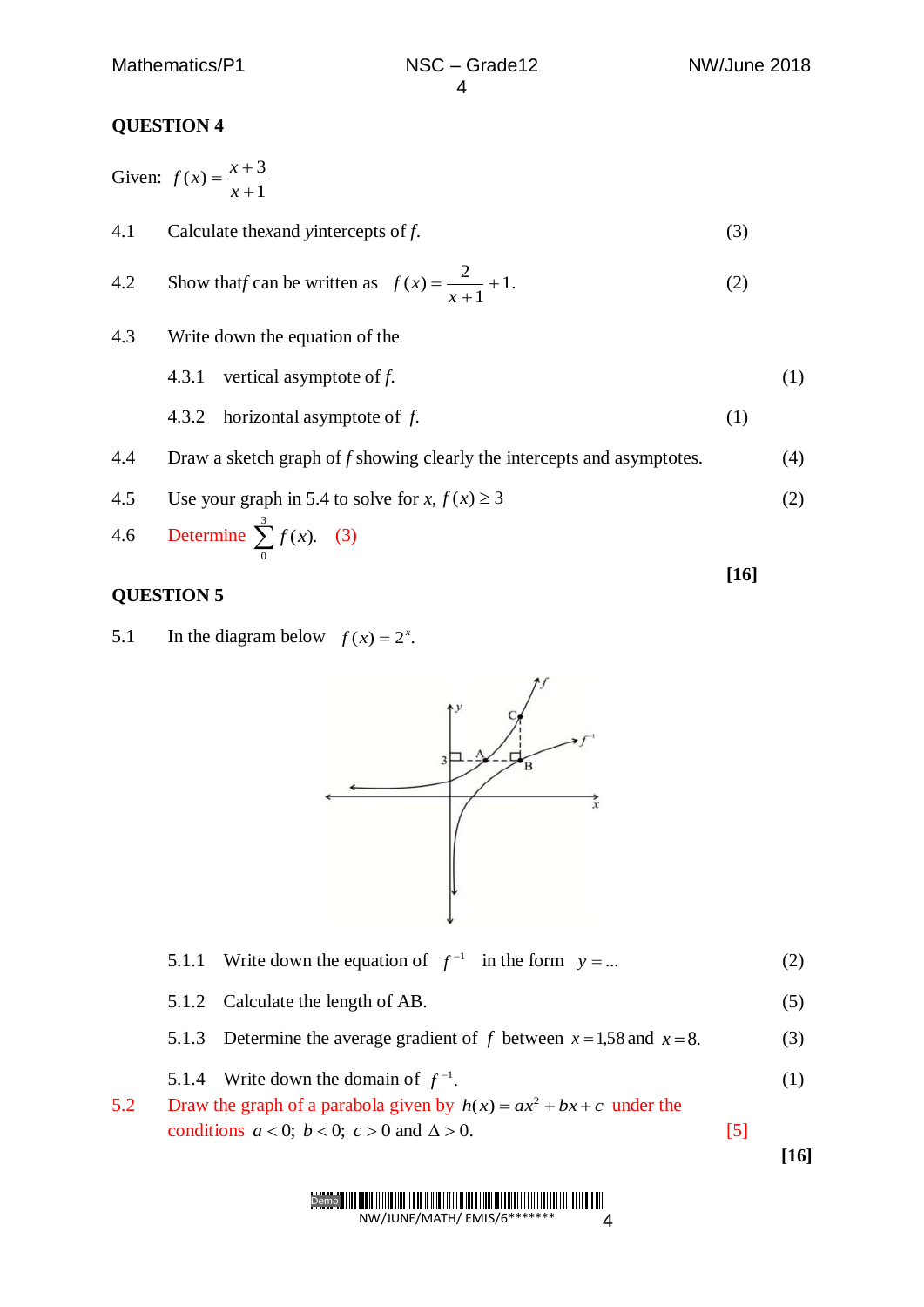**QUESTION 4**

Given: $f(x) = \dfrac{x+3}{x+1}$

4.1 Calculate the $x$ and $y$ intercepts of $f$. (3)

4.2 Show that $f$ can be written as $f(x) = \dfrac{2}{x+1} + 1$. (2)

4.3 Write down the equation of the

4.3.1 vertical asymptote of $f$. (1)

4.3.2 horizontal asymptote of $f$. (1)

4.4 Draw a sketch graph of $f$ showing clearly the intercepts and asymptotes. (4)

4.5 Use your graph in 5.4 to solve for $x$, $f(x) \geq 3$ (2)

4.6 Determine $\sum_{0}^{3} f(x)$. (3)

**[16]**

**QUESTION 5**

5.1 In the diagram below $f(x) = 2^x$.

5.1.1 Write down the equation of $f^{-1}$ in the form $y = ...$ (2)

5.1.2 Calculate the length of AB. (5)

5.1.3 Determine the average gradient of $f$ between $x = 1{,}58$ and $x = 8$. (3)

5.1.4 Write down the domain of $f^{-1}$. (1)

5.2 Draw the graph of a parabola given by $h(x) = ax^2 + bx + c$ under the conditions $a < 0$; $b < 0$; $c > 0$ and $\Delta > 0$. [5]

**[16]**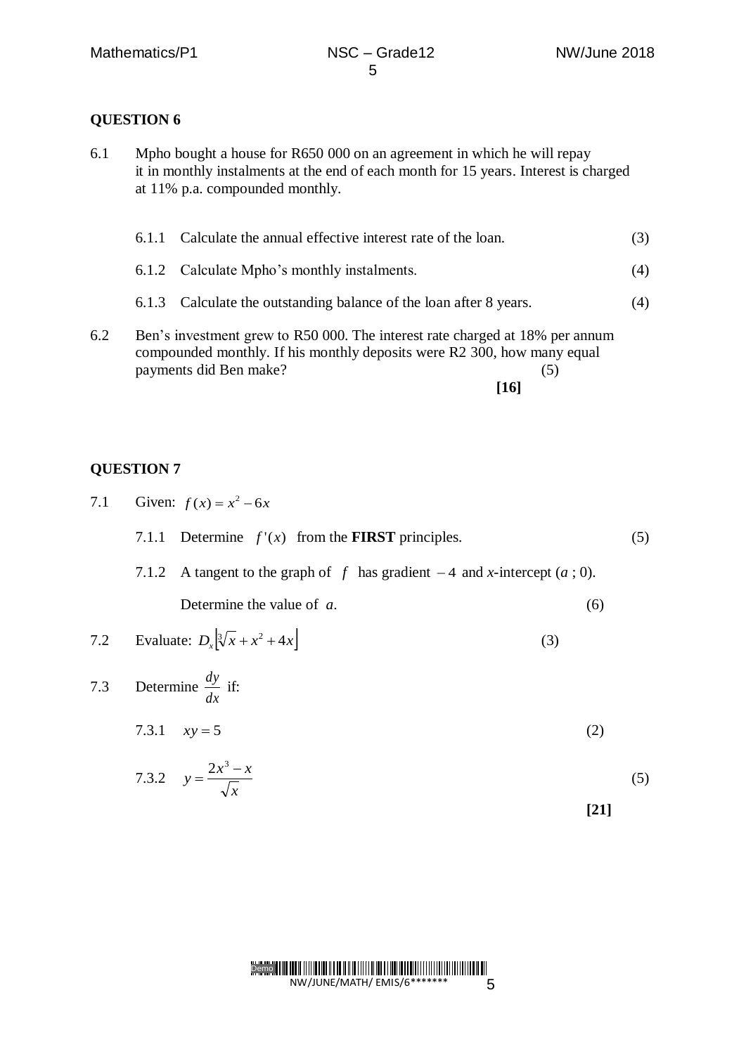## QUESTION 6

6.1 Mpho bought a house for R650 000 on an agreement in which he will repay it in monthly instalments at the end of each month for 15 years. Interest is charged at 11% p.a. compounded monthly.

6.1.1 Calculate the annual effective interest rate of the loan. (3)

6.1.2 Calculate Mpho's monthly instalments. (4)

6.1.3 Calculate the outstanding balance of the loan after 8 years. (4)

6.2 Ben's investment grew to R50 000. The interest rate charged at 18% per annum compounded monthly. If his monthly deposits were R2 300, how many equal payments did Ben make? (5)

**[16]**

## QUESTION 7

7.1 Given: $f(x) = x^2 - 6x$

7.1.1 Determine $f'(x)$ from the **FIRST** principles. (5)

7.1.2 A tangent to the graph of $f$ has gradient $-4$ and $x$-intercept $(a\ ;0)$.

Determine the value of $a$. (6)

7.2 Evaluate: $D_x\left[\sqrt[3]{x} + x^2 + 4x\right]$ (3)

7.3 Determine $\dfrac{dy}{dx}$ if:

7.3.1 $xy = 5$ (2)

7.3.2 $y = \dfrac{2x^3 - x}{\sqrt{x}}$ (5)

**[21]**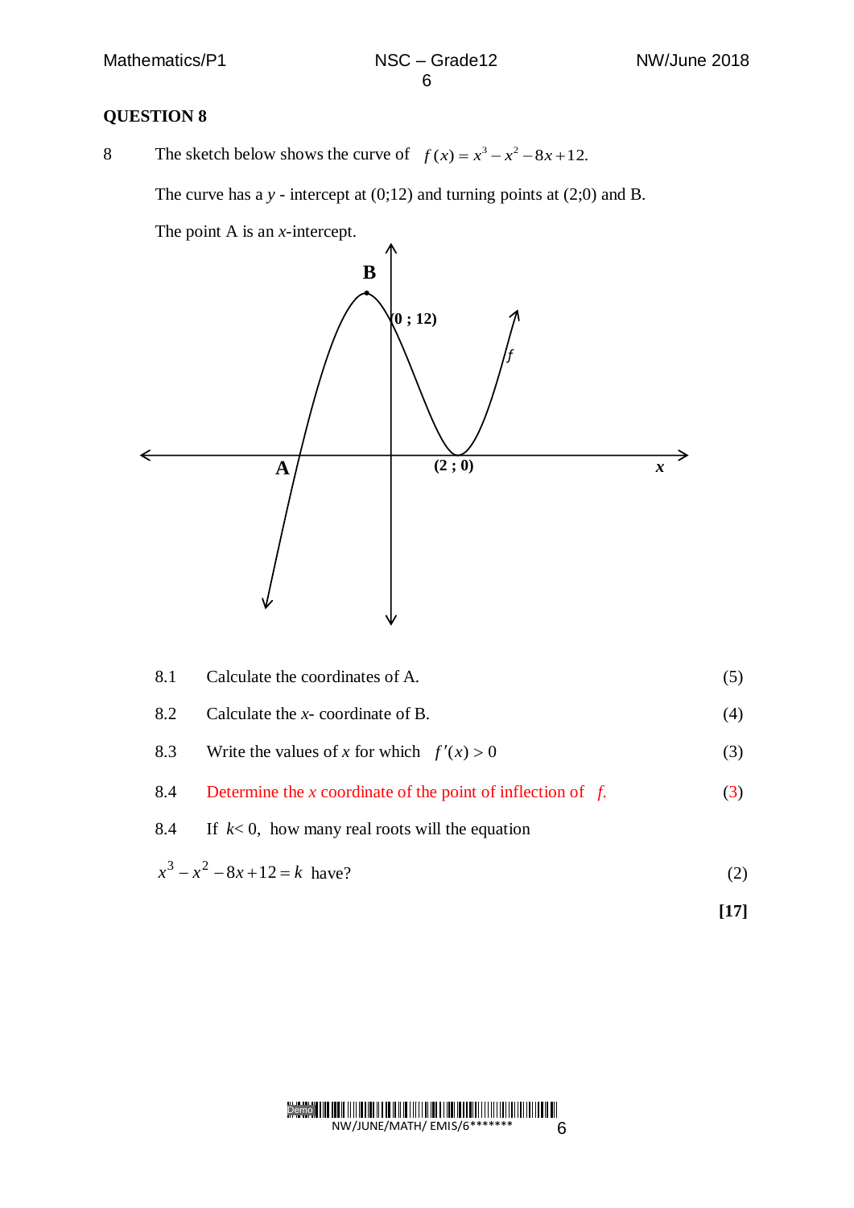## QUESTION 8

8 The sketch below shows the curve of $f(x) = x^3 - x^2 - 8x + 12.$

The curve has a $y$ - intercept at (0;12) and turning points at (2;0) and B.

The point A is an $x$-intercept.

8.1 Calculate the coordinates of A. (5)

8.2 Calculate the $x$- coordinate of B. (4)

8.3 Write the values of $x$ for which $f'(x) > 0$ (3)

8.4 Determine the $x$ coordinate of the point of inflection of $f$. (3)

8.4 If $k < 0$, how many real roots will the equation

$x^3 - x^2 - 8x + 12 = k$ have? (2)

**[17]**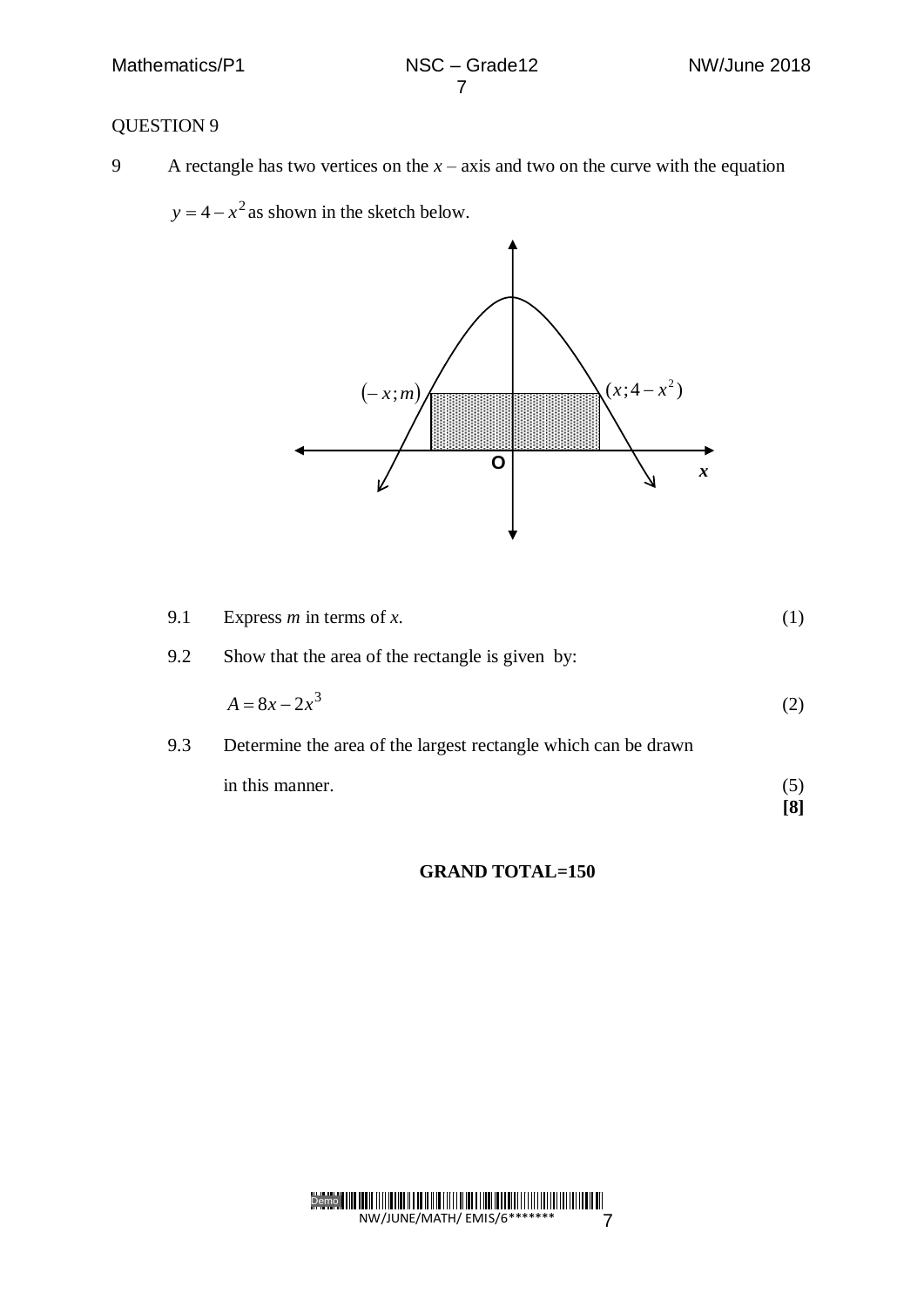QUESTION 9

9 A rectangle has two vertices on the $x$ – axis and two on the curve with the equation $y = 4 - x^2$ as shown in the sketch below.

9.1 Express $m$ in terms of $x$. (1)

9.2 Show that the area of the rectangle is given by:

$$A = 8x - 2x^3$$ (2)

9.3 Determine the area of the largest rectangle which can be drawn in this manner. (5)

**[8]**

**GRAND TOTAL=150**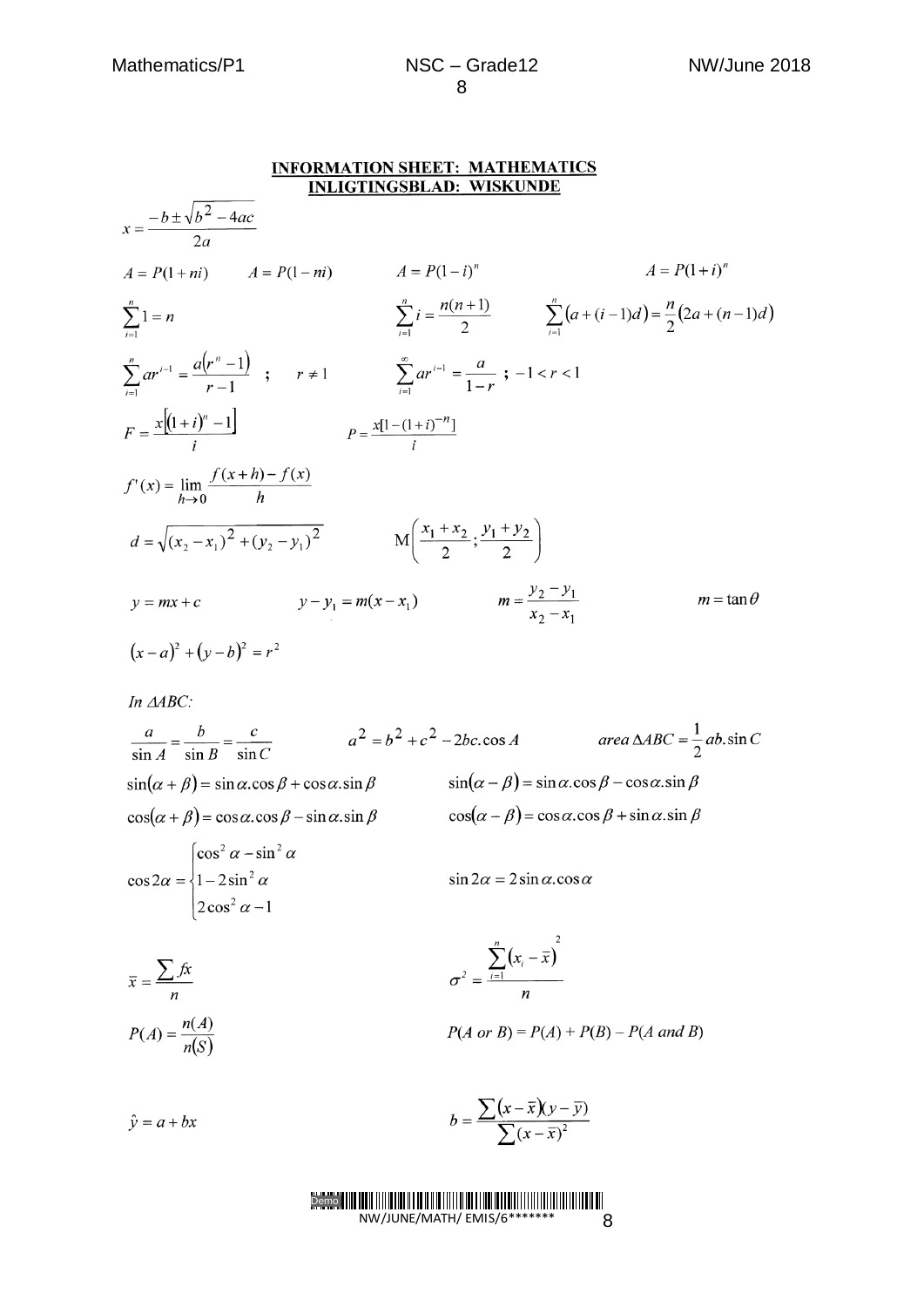# INFORMATION SHEET: MATHEMATICS
# INLIGTINGSBLAD: WISKUNDE

$$x = \frac{-b \pm \sqrt{b^2 - 4ac}}{2a}$$

$A = P(1 + ni)$ $\quad$ $A = P(1 - ni)$ $\quad$ $A = P(1 - i)^n$ $\quad$ $A = P(1 + i)^n$

$\sum_{i=1}^{n} 1 = n$ $\quad$ $\sum_{i=1}^{n} i = \frac{n(n+1)}{2}$ $\quad$ $\sum_{i=1}^{n} \left(a + (i-1)d\right) = \frac{n}{2}\left(2a + (n-1)d\right)$

$\sum_{i=1}^{n} ar^{i-1} = \frac{a\left(r^n - 1\right)}{r - 1}$ ; $\quad r \neq 1$ $\quad$ $\sum_{i=1}^{\infty} ar^{i-1} = \frac{a}{1 - r}$ ; $-1 < r < 1$

$F = \frac{x\left[(1+i)^n - 1\right]}{i}$ $\quad$ $P = \frac{x[1 - (1+i)^{-n}]}{i}$

$$f'(x) = \lim_{h \to 0} \frac{f(x+h) - f(x)}{h}$$

$d = \sqrt{(x_2 - x_1)^2 + (y_2 - y_1)^2}$ $\quad$ $\mathrm{M}\left(\frac{x_1 + x_2}{2} ; \frac{y_1 + y_2}{2}\right)$

$y = mx + c$ $\quad$ $y - y_1 = m(x - x_1)$ $\quad$ $m = \frac{y_2 - y_1}{x_2 - x_1}$ $\quad$ $m = \tan\theta$

$$\left(x - a\right)^2 + \left(y - b\right)^2 = r^2$$

*In $\Delta ABC$:*

$\frac{a}{\sin A} = \frac{b}{\sin B} = \frac{c}{\sin C}$ $\quad$ $a^2 = b^2 + c^2 - 2bc.\cos A$ $\quad$ $area\ \Delta ABC = \frac{1}{2}ab.\sin C$

$\sin\left(\alpha + \beta\right) = \sin\alpha.\cos\beta + \cos\alpha.\sin\beta$ $\quad$ $\sin\left(\alpha - \beta\right) = \sin\alpha.\cos\beta - \cos\alpha.\sin\beta$

$\cos\left(\alpha + \beta\right) = \cos\alpha.\cos\beta - \sin\alpha.\sin\beta$ $\quad$ $\cos\left(\alpha - \beta\right) = \cos\alpha.\cos\beta + \sin\alpha.\sin\beta$

$$\cos 2\alpha = \begin{cases} \cos^2\alpha - \sin^2\alpha \\ 1 - 2\sin^2\alpha \\ 2\cos^2\alpha - 1 \end{cases}$$

$$\sin 2\alpha = 2\sin\alpha.\cos\alpha$$

$\bar{x} = \frac{\sum fx}{n}$ $\quad$ $\sigma^2 = \frac{\sum_{i=1}^{n}\left(x_i - \bar{x}\right)^2}{n}$

$P(A) = \frac{n(A)}{n(S)}$ $\quad$ $P(A \text{ or } B) = P(A) + P(B) - P(A \text{ and } B)$

$\hat{y} = a + bx$ $\quad$ $b = \frac{\sum\left(x - \bar{x}\right)\left(y - \bar{y}\right)}{\sum(x - \bar{x})^2}$

NW/JUNE/MATH/ EMIS/6*******